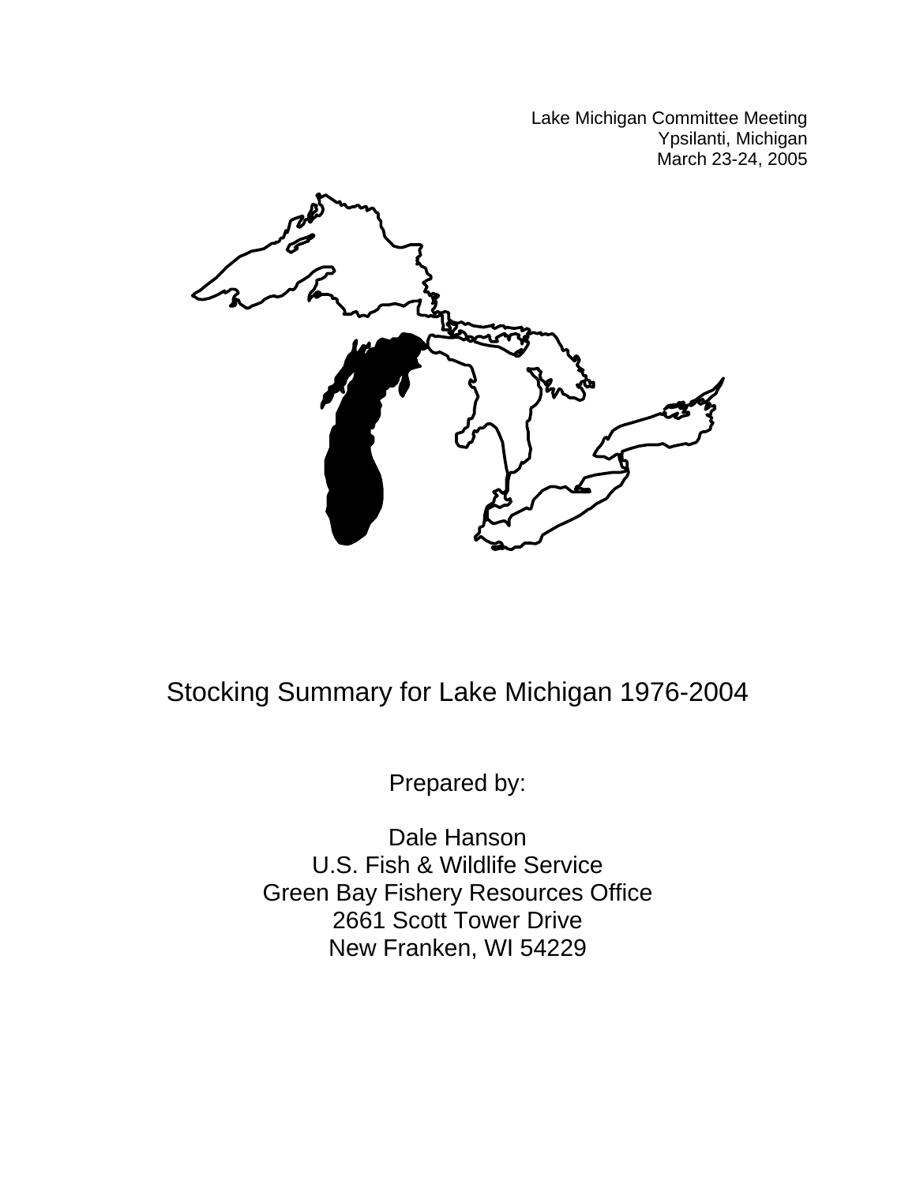Lake Michigan Committee Meeting
Ypsilanti, Michigan
March 23-24, 2005

# Stocking Summary for Lake Michigan 1976-2004

Prepared by:

Dale Hanson
U.S. Fish & Wildlife Service
Green Bay Fishery Resources Office
2661 Scott Tower Drive
New Franken, WI 54229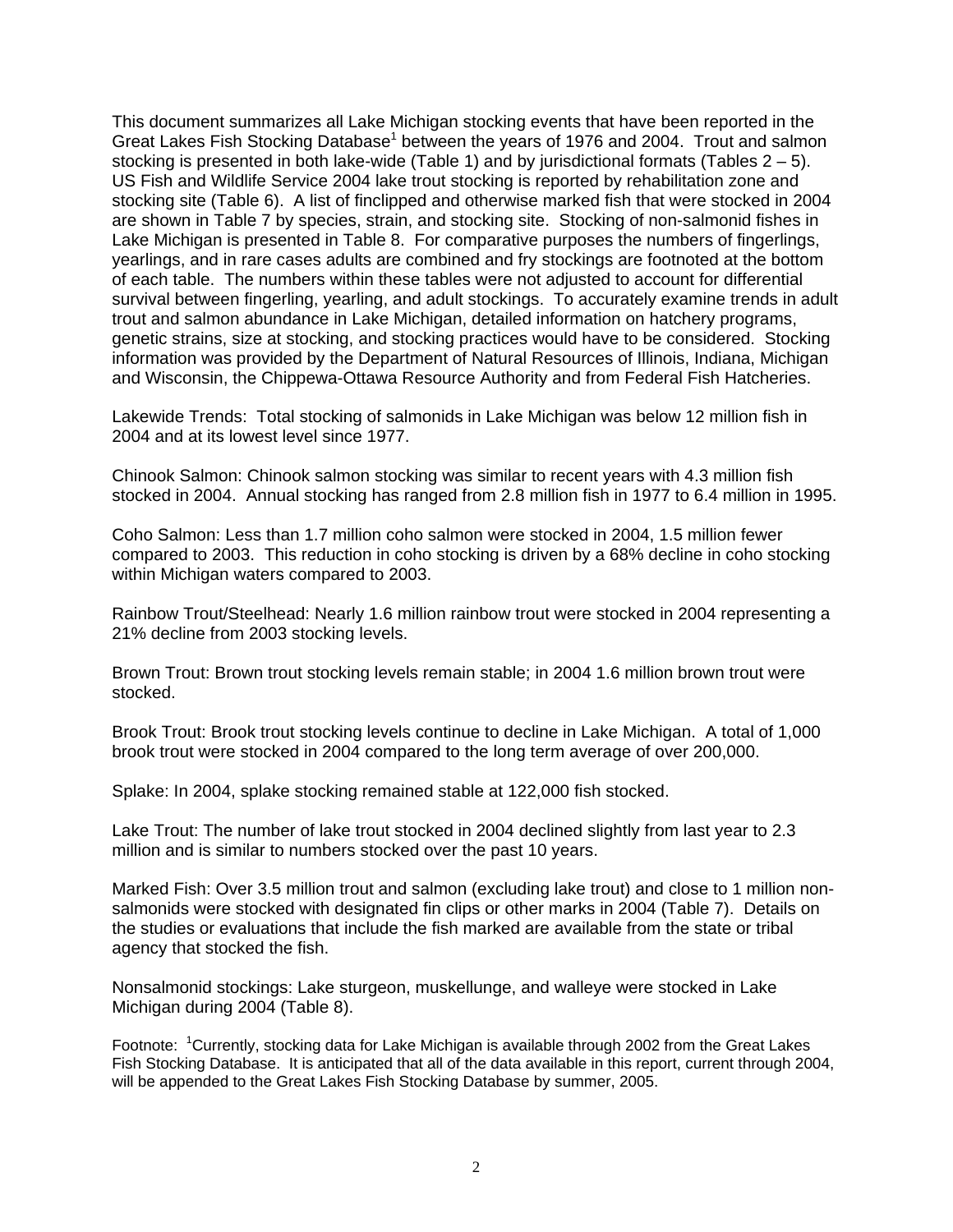This document summarizes all Lake Michigan stocking events that have been reported in the Great Lakes Fish Stocking Database[1] between the years of 1976 and 2004. Trout and salmon stocking is presented in both lake-wide (Table 1) and by jurisdictional formats (Tables 2 – 5). US Fish and Wildlife Service 2004 lake trout stocking is reported by rehabilitation zone and stocking site (Table 6). A list of finclipped and otherwise marked fish that were stocked in 2004 are shown in Table 7 by species, strain, and stocking site. Stocking of non-salmonid fishes in Lake Michigan is presented in Table 8. For comparative purposes the numbers of fingerlings, yearlings, and in rare cases adults are combined and fry stockings are footnoted at the bottom of each table. The numbers within these tables were not adjusted to account for differential survival between fingerling, yearling, and adult stockings. To accurately examine trends in adult trout and salmon abundance in Lake Michigan, detailed information on hatchery programs, genetic strains, size at stocking, and stocking practices would have to be considered. Stocking information was provided by the Department of Natural Resources of Illinois, Indiana, Michigan and Wisconsin, the Chippewa-Ottawa Resource Authority and from Federal Fish Hatcheries.

Lakewide Trends: Total stocking of salmonids in Lake Michigan was below 12 million fish in 2004 and at its lowest level since 1977.

Chinook Salmon: Chinook salmon stocking was similar to recent years with 4.3 million fish stocked in 2004. Annual stocking has ranged from 2.8 million fish in 1977 to 6.4 million in 1995.

Coho Salmon: Less than 1.7 million coho salmon were stocked in 2004, 1.5 million fewer compared to 2003. This reduction in coho stocking is driven by a 68% decline in coho stocking within Michigan waters compared to 2003.

Rainbow Trout/Steelhead: Nearly 1.6 million rainbow trout were stocked in 2004 representing a 21% decline from 2003 stocking levels.

Brown Trout: Brown trout stocking levels remain stable; in 2004 1.6 million brown trout were stocked.

Brook Trout: Brook trout stocking levels continue to decline in Lake Michigan. A total of 1,000 brook trout were stocked in 2004 compared to the long term average of over 200,000.

Splake: In 2004, splake stocking remained stable at 122,000 fish stocked.

Lake Trout: The number of lake trout stocked in 2004 declined slightly from last year to 2.3 million and is similar to numbers stocked over the past 10 years.

Marked Fish: Over 3.5 million trout and salmon (excluding lake trout) and close to 1 million non-salmonids were stocked with designated fin clips or other marks in 2004 (Table 7). Details on the studies or evaluations that include the fish marked are available from the state or tribal agency that stocked the fish.

Nonsalmonid stockings: Lake sturgeon, muskellunge, and walleye were stocked in Lake Michigan during 2004 (Table 8).

Footnote: [1]Currently, stocking data for Lake Michigan is available through 2002 from the Great Lakes Fish Stocking Database. It is anticipated that all of the data available in this report, current through 2004, will be appended to the Great Lakes Fish Stocking Database by summer, 2005.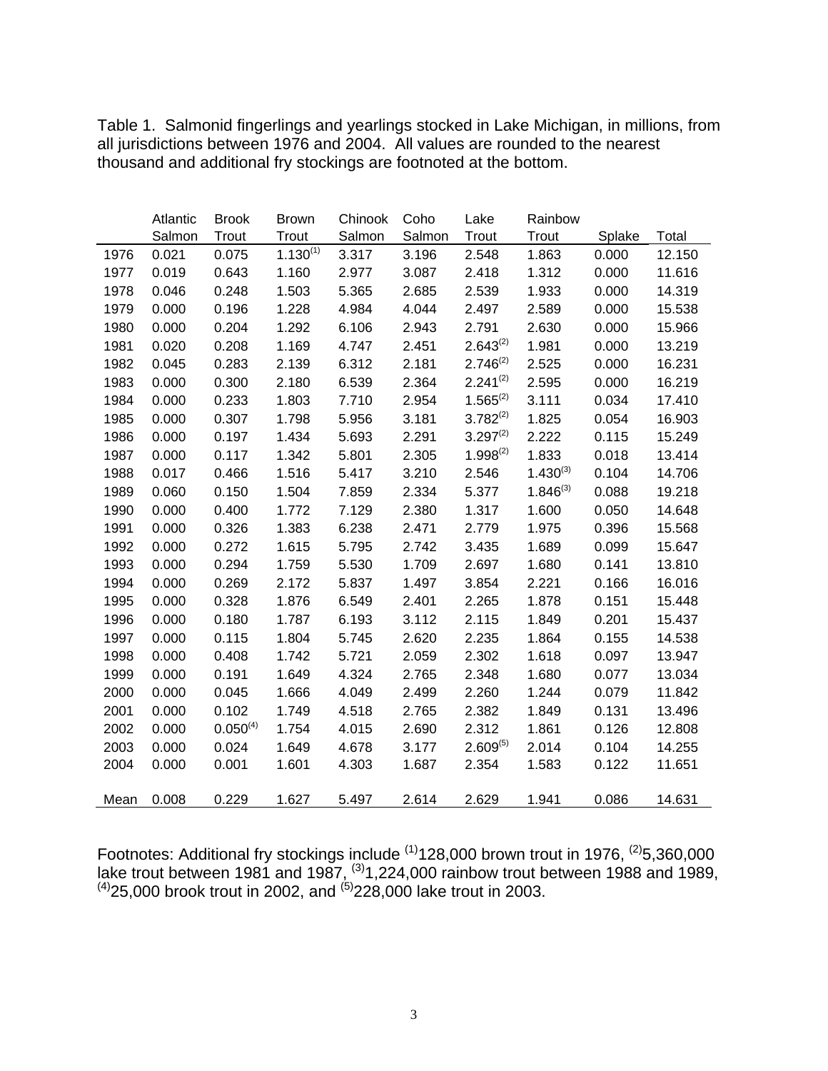Table 1. Salmonid fingerlings and yearlings stocked in Lake Michigan, in millions, from all jurisdictions between 1976 and 2004. All values are rounded to the nearest thousand and additional fry stockings are footnoted at the bottom.

| | Atlantic Salmon | Brook Trout | Brown Trout | Chinook Salmon | Coho Salmon | Lake Trout | Rainbow Trout | Splake | Total |
|---|---|---|---|---|---|---|---|---|---|
| 1976 | 0.021 | 0.075 | 1.130[1] | 3.317 | 3.196 | 2.548 | 1.863 | 0.000 | 12.150 |
| 1977 | 0.019 | 0.643 | 1.160 | 2.977 | 3.087 | 2.418 | 1.312 | 0.000 | 11.616 |
| 1978 | 0.046 | 0.248 | 1.503 | 5.365 | 2.685 | 2.539 | 1.933 | 0.000 | 14.319 |
| 1979 | 0.000 | 0.196 | 1.228 | 4.984 | 4.044 | 2.497 | 2.589 | 0.000 | 15.538 |
| 1980 | 0.000 | 0.204 | 1.292 | 6.106 | 2.943 | 2.791 | 2.630 | 0.000 | 15.966 |
| 1981 | 0.020 | 0.208 | 1.169 | 4.747 | 2.451 | 2.643[2] | 1.981 | 0.000 | 13.219 |
| 1982 | 0.045 | 0.283 | 2.139 | 6.312 | 2.181 | 2.746[2] | 2.525 | 0.000 | 16.231 |
| 1983 | 0.000 | 0.300 | 2.180 | 6.539 | 2.364 | 2.241[2] | 2.595 | 0.000 | 16.219 |
| 1984 | 0.000 | 0.233 | 1.803 | 7.710 | 2.954 | 1.565[2] | 3.111 | 0.034 | 17.410 |
| 1985 | 0.000 | 0.307 | 1.798 | 5.956 | 3.181 | 3.782[2] | 1.825 | 0.054 | 16.903 |
| 1986 | 0.000 | 0.197 | 1.434 | 5.693 | 2.291 | 3.297[2] | 2.222 | 0.115 | 15.249 |
| 1987 | 0.000 | 0.117 | 1.342 | 5.801 | 2.305 | 1.998[2] | 1.833 | 0.018 | 13.414 |
| 1988 | 0.017 | 0.466 | 1.516 | 5.417 | 3.210 | 2.546 | 1.430[3] | 0.104 | 14.706 |
| 1989 | 0.060 | 0.150 | 1.504 | 7.859 | 2.334 | 5.377 | 1.846[3] | 0.088 | 19.218 |
| 1990 | 0.000 | 0.400 | 1.772 | 7.129 | 2.380 | 1.317 | 1.600 | 0.050 | 14.648 |
| 1991 | 0.000 | 0.326 | 1.383 | 6.238 | 2.471 | 2.779 | 1.975 | 0.396 | 15.568 |
| 1992 | 0.000 | 0.272 | 1.615 | 5.795 | 2.742 | 3.435 | 1.689 | 0.099 | 15.647 |
| 1993 | 0.000 | 0.294 | 1.759 | 5.530 | 1.709 | 2.697 | 1.680 | 0.141 | 13.810 |
| 1994 | 0.000 | 0.269 | 2.172 | 5.837 | 1.497 | 3.854 | 2.221 | 0.166 | 16.016 |
| 1995 | 0.000 | 0.328 | 1.876 | 6.549 | 2.401 | 2.265 | 1.878 | 0.151 | 15.448 |
| 1996 | 0.000 | 0.180 | 1.787 | 6.193 | 3.112 | 2.115 | 1.849 | 0.201 | 15.437 |
| 1997 | 0.000 | 0.115 | 1.804 | 5.745 | 2.620 | 2.235 | 1.864 | 0.155 | 14.538 |
| 1998 | 0.000 | 0.408 | 1.742 | 5.721 | 2.059 | 2.302 | 1.618 | 0.097 | 13.947 |
| 1999 | 0.000 | 0.191 | 1.649 | 4.324 | 2.765 | 2.348 | 1.680 | 0.077 | 13.034 |
| 2000 | 0.000 | 0.045 | 1.666 | 4.049 | 2.499 | 2.260 | 1.244 | 0.079 | 11.842 |
| 2001 | 0.000 | 0.102 | 1.749 | 4.518 | 2.765 | 2.382 | 1.849 | 0.131 | 13.496 |
| 2002 | 0.000 | 0.050[4] | 1.754 | 4.015 | 2.690 | 2.312 | 1.861 | 0.126 | 12.808 |
| 2003 | 0.000 | 0.024 | 1.649 | 4.678 | 3.177 | 2.609[5] | 2.014 | 0.104 | 14.255 |
| 2004 | 0.000 | 0.001 | 1.601 | 4.303 | 1.687 | 2.354 | 1.583 | 0.122 | 11.651 |
| Mean | 0.008 | 0.229 | 1.627 | 5.497 | 2.614 | 2.629 | 1.941 | 0.086 | 14.631 |

Footnotes: Additional fry stockings include [1]128,000 brown trout in 1976, [2]5,360,000 lake trout between 1981 and 1987, [3]1,224,000 rainbow trout between 1988 and 1989, [4]25,000 brook trout in 2002, and [5]228,000 lake trout in 2003.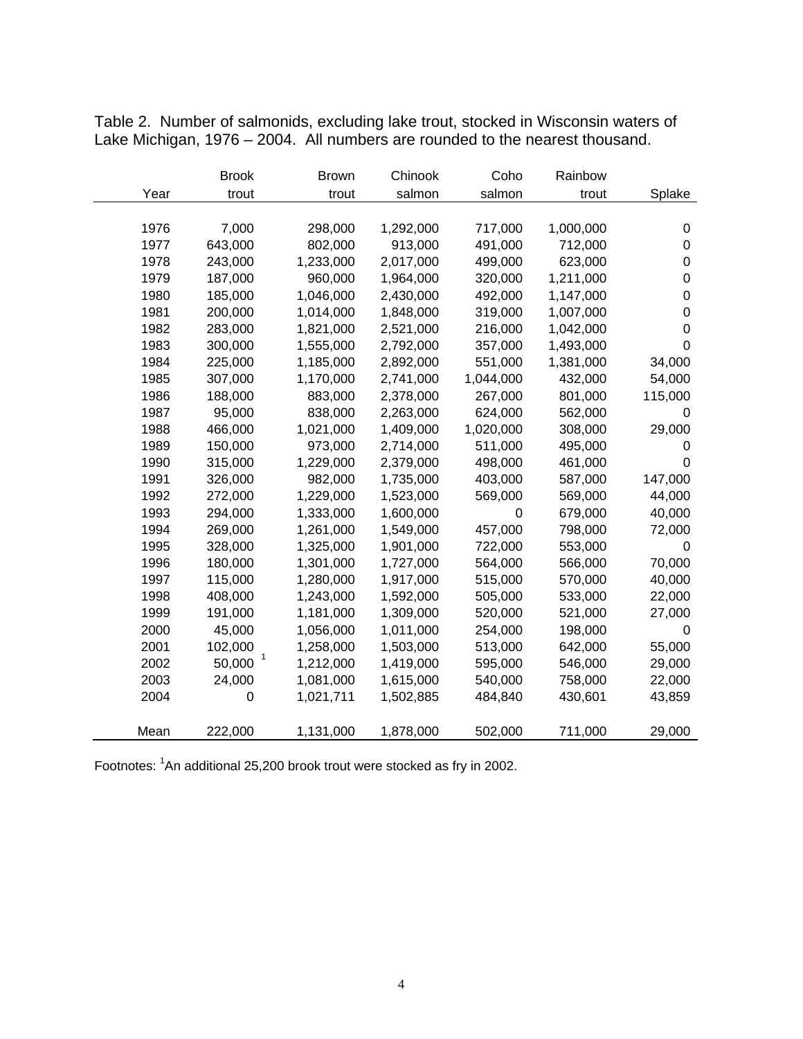Table 2. Number of salmonids, excluding lake trout, stocked in Wisconsin waters of Lake Michigan, 1976 – 2004. All numbers are rounded to the nearest thousand.

| Year | Brook trout | Brown trout | Chinook salmon | Coho salmon | Rainbow trout | Splake |
|---|---|---|---|---|---|---|
| 1976 | 7,000 | 298,000 | 1,292,000 | 717,000 | 1,000,000 | 0 |
| 1977 | 643,000 | 802,000 | 913,000 | 491,000 | 712,000 | 0 |
| 1978 | 243,000 | 1,233,000 | 2,017,000 | 499,000 | 623,000 | 0 |
| 1979 | 187,000 | 960,000 | 1,964,000 | 320,000 | 1,211,000 | 0 |
| 1980 | 185,000 | 1,046,000 | 2,430,000 | 492,000 | 1,147,000 | 0 |
| 1981 | 200,000 | 1,014,000 | 1,848,000 | 319,000 | 1,007,000 | 0 |
| 1982 | 283,000 | 1,821,000 | 2,521,000 | 216,000 | 1,042,000 | 0 |
| 1983 | 300,000 | 1,555,000 | 2,792,000 | 357,000 | 1,493,000 | 0 |
| 1984 | 225,000 | 1,185,000 | 2,892,000 | 551,000 | 1,381,000 | 34,000 |
| 1985 | 307,000 | 1,170,000 | 2,741,000 | 1,044,000 | 432,000 | 54,000 |
| 1986 | 188,000 | 883,000 | 2,378,000 | 267,000 | 801,000 | 115,000 |
| 1987 | 95,000 | 838,000 | 2,263,000 | 624,000 | 562,000 | 0 |
| 1988 | 466,000 | 1,021,000 | 1,409,000 | 1,020,000 | 308,000 | 29,000 |
| 1989 | 150,000 | 973,000 | 2,714,000 | 511,000 | 495,000 | 0 |
| 1990 | 315,000 | 1,229,000 | 2,379,000 | 498,000 | 461,000 | 0 |
| 1991 | 326,000 | 982,000 | 1,735,000 | 403,000 | 587,000 | 147,000 |
| 1992 | 272,000 | 1,229,000 | 1,523,000 | 569,000 | 569,000 | 44,000 |
| 1993 | 294,000 | 1,333,000 | 1,600,000 | 0 | 679,000 | 40,000 |
| 1994 | 269,000 | 1,261,000 | 1,549,000 | 457,000 | 798,000 | 72,000 |
| 1995 | 328,000 | 1,325,000 | 1,901,000 | 722,000 | 553,000 | 0 |
| 1996 | 180,000 | 1,301,000 | 1,727,000 | 564,000 | 566,000 | 70,000 |
| 1997 | 115,000 | 1,280,000 | 1,917,000 | 515,000 | 570,000 | 40,000 |
| 1998 | 408,000 | 1,243,000 | 1,592,000 | 505,000 | 533,000 | 22,000 |
| 1999 | 191,000 | 1,181,000 | 1,309,000 | 520,000 | 521,000 | 27,000 |
| 2000 | 45,000 | 1,056,000 | 1,011,000 | 254,000 | 198,000 | 0 |
| 2001 | 102,000 | 1,258,000 | 1,503,000 | 513,000 | 642,000 | 55,000 |
| 2002 | 50,000 [1] | 1,212,000 | 1,419,000 | 595,000 | 546,000 | 29,000 |
| 2003 | 24,000 | 1,081,000 | 1,615,000 | 540,000 | 758,000 | 22,000 |
| 2004 | 0 | 1,021,711 | 1,502,885 | 484,840 | 430,601 | 43,859 |
| Mean | 222,000 | 1,131,000 | 1,878,000 | 502,000 | 711,000 | 29,000 |

Footnotes: [1]An additional 25,200 brook trout were stocked as fry in 2002.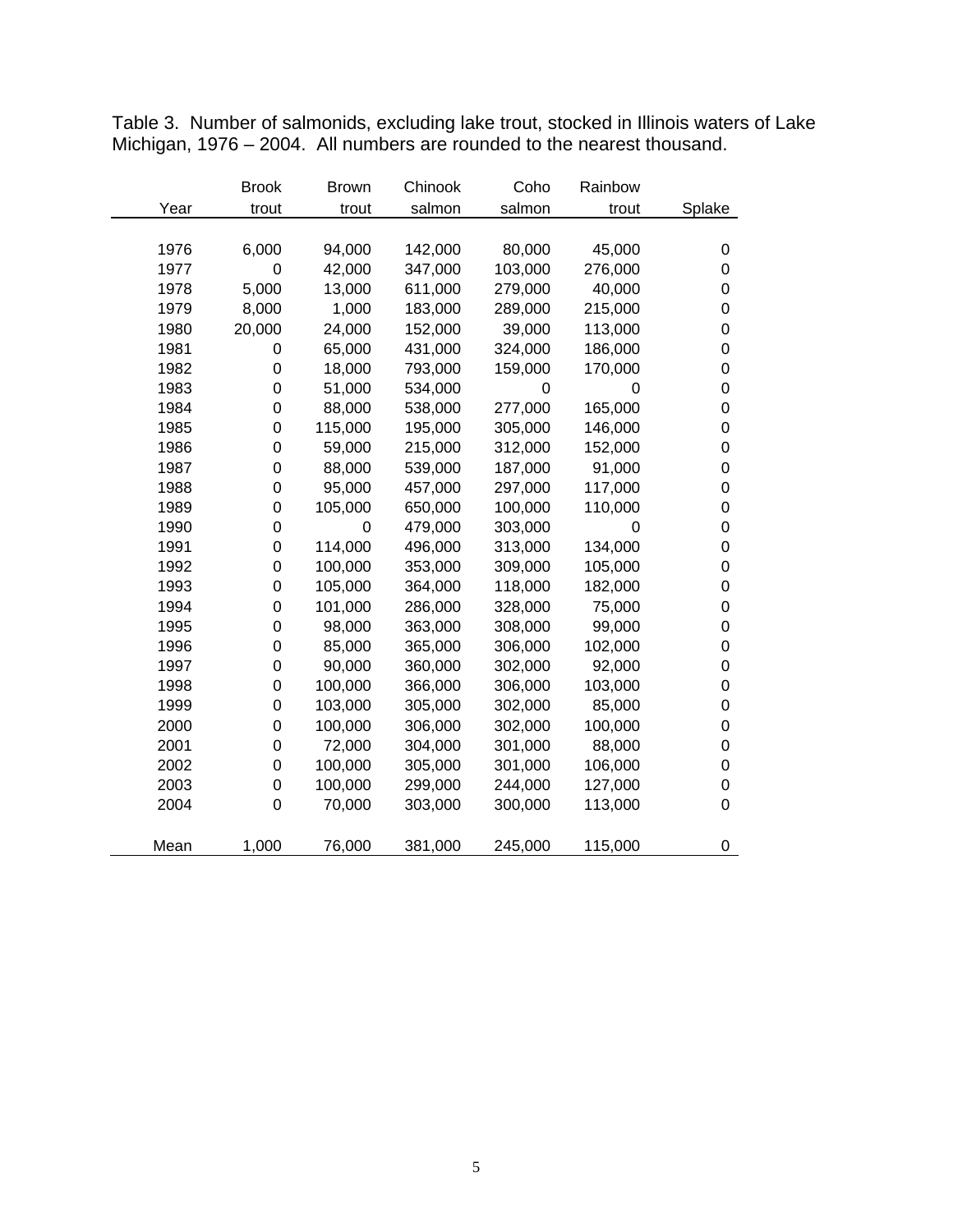Table 3. Number of salmonids, excluding lake trout, stocked in Illinois waters of Lake Michigan, 1976 – 2004. All numbers are rounded to the nearest thousand.

| Year | Brook trout | Brown trout | Chinook salmon | Coho salmon | Rainbow trout | Splake |
|---|---|---|---|---|---|---|
| 1976 | 6,000 | 94,000 | 142,000 | 80,000 | 45,000 | 0 |
| 1977 | 0 | 42,000 | 347,000 | 103,000 | 276,000 | 0 |
| 1978 | 5,000 | 13,000 | 611,000 | 279,000 | 40,000 | 0 |
| 1979 | 8,000 | 1,000 | 183,000 | 289,000 | 215,000 | 0 |
| 1980 | 20,000 | 24,000 | 152,000 | 39,000 | 113,000 | 0 |
| 1981 | 0 | 65,000 | 431,000 | 324,000 | 186,000 | 0 |
| 1982 | 0 | 18,000 | 793,000 | 159,000 | 170,000 | 0 |
| 1983 | 0 | 51,000 | 534,000 | 0 | 0 | 0 |
| 1984 | 0 | 88,000 | 538,000 | 277,000 | 165,000 | 0 |
| 1985 | 0 | 115,000 | 195,000 | 305,000 | 146,000 | 0 |
| 1986 | 0 | 59,000 | 215,000 | 312,000 | 152,000 | 0 |
| 1987 | 0 | 88,000 | 539,000 | 187,000 | 91,000 | 0 |
| 1988 | 0 | 95,000 | 457,000 | 297,000 | 117,000 | 0 |
| 1989 | 0 | 105,000 | 650,000 | 100,000 | 110,000 | 0 |
| 1990 | 0 | 0 | 479,000 | 303,000 | 0 | 0 |
| 1991 | 0 | 114,000 | 496,000 | 313,000 | 134,000 | 0 |
| 1992 | 0 | 100,000 | 353,000 | 309,000 | 105,000 | 0 |
| 1993 | 0 | 105,000 | 364,000 | 118,000 | 182,000 | 0 |
| 1994 | 0 | 101,000 | 286,000 | 328,000 | 75,000 | 0 |
| 1995 | 0 | 98,000 | 363,000 | 308,000 | 99,000 | 0 |
| 1996 | 0 | 85,000 | 365,000 | 306,000 | 102,000 | 0 |
| 1997 | 0 | 90,000 | 360,000 | 302,000 | 92,000 | 0 |
| 1998 | 0 | 100,000 | 366,000 | 306,000 | 103,000 | 0 |
| 1999 | 0 | 103,000 | 305,000 | 302,000 | 85,000 | 0 |
| 2000 | 0 | 100,000 | 306,000 | 302,000 | 100,000 | 0 |
| 2001 | 0 | 72,000 | 304,000 | 301,000 | 88,000 | 0 |
| 2002 | 0 | 100,000 | 305,000 | 301,000 | 106,000 | 0 |
| 2003 | 0 | 100,000 | 299,000 | 244,000 | 127,000 | 0 |
| 2004 | 0 | 70,000 | 303,000 | 300,000 | 113,000 | 0 |
| Mean | 1,000 | 76,000 | 381,000 | 245,000 | 115,000 | 0 |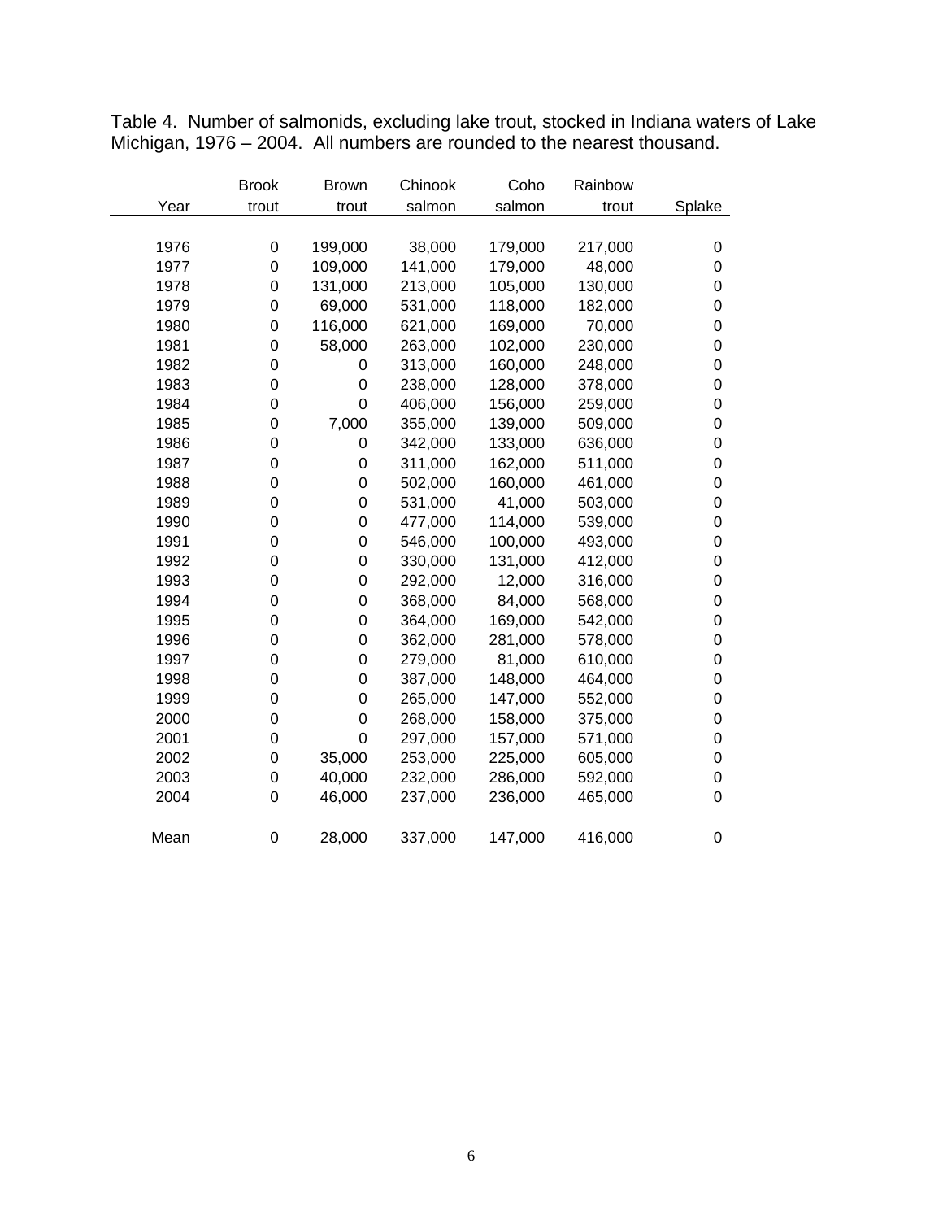Table 4. Number of salmonids, excluding lake trout, stocked in Indiana waters of Lake Michigan, 1976 – 2004. All numbers are rounded to the nearest thousand.

| Year | Brook trout | Brown trout | Chinook salmon | Coho salmon | Rainbow trout | Splake |
|---|---|---|---|---|---|---|
| 1976 | 0 | 199,000 | 38,000 | 179,000 | 217,000 | 0 |
| 1977 | 0 | 109,000 | 141,000 | 179,000 | 48,000 | 0 |
| 1978 | 0 | 131,000 | 213,000 | 105,000 | 130,000 | 0 |
| 1979 | 0 | 69,000 | 531,000 | 118,000 | 182,000 | 0 |
| 1980 | 0 | 116,000 | 621,000 | 169,000 | 70,000 | 0 |
| 1981 | 0 | 58,000 | 263,000 | 102,000 | 230,000 | 0 |
| 1982 | 0 | 0 | 313,000 | 160,000 | 248,000 | 0 |
| 1983 | 0 | 0 | 238,000 | 128,000 | 378,000 | 0 |
| 1984 | 0 | 0 | 406,000 | 156,000 | 259,000 | 0 |
| 1985 | 0 | 7,000 | 355,000 | 139,000 | 509,000 | 0 |
| 1986 | 0 | 0 | 342,000 | 133,000 | 636,000 | 0 |
| 1987 | 0 | 0 | 311,000 | 162,000 | 511,000 | 0 |
| 1988 | 0 | 0 | 502,000 | 160,000 | 461,000 | 0 |
| 1989 | 0 | 0 | 531,000 | 41,000 | 503,000 | 0 |
| 1990 | 0 | 0 | 477,000 | 114,000 | 539,000 | 0 |
| 1991 | 0 | 0 | 546,000 | 100,000 | 493,000 | 0 |
| 1992 | 0 | 0 | 330,000 | 131,000 | 412,000 | 0 |
| 1993 | 0 | 0 | 292,000 | 12,000 | 316,000 | 0 |
| 1994 | 0 | 0 | 368,000 | 84,000 | 568,000 | 0 |
| 1995 | 0 | 0 | 364,000 | 169,000 | 542,000 | 0 |
| 1996 | 0 | 0 | 362,000 | 281,000 | 578,000 | 0 |
| 1997 | 0 | 0 | 279,000 | 81,000 | 610,000 | 0 |
| 1998 | 0 | 0 | 387,000 | 148,000 | 464,000 | 0 |
| 1999 | 0 | 0 | 265,000 | 147,000 | 552,000 | 0 |
| 2000 | 0 | 0 | 268,000 | 158,000 | 375,000 | 0 |
| 2001 | 0 | 0 | 297,000 | 157,000 | 571,000 | 0 |
| 2002 | 0 | 35,000 | 253,000 | 225,000 | 605,000 | 0 |
| 2003 | 0 | 40,000 | 232,000 | 286,000 | 592,000 | 0 |
| 2004 | 0 | 46,000 | 237,000 | 236,000 | 465,000 | 0 |
| Mean | 0 | 28,000 | 337,000 | 147,000 | 416,000 | 0 |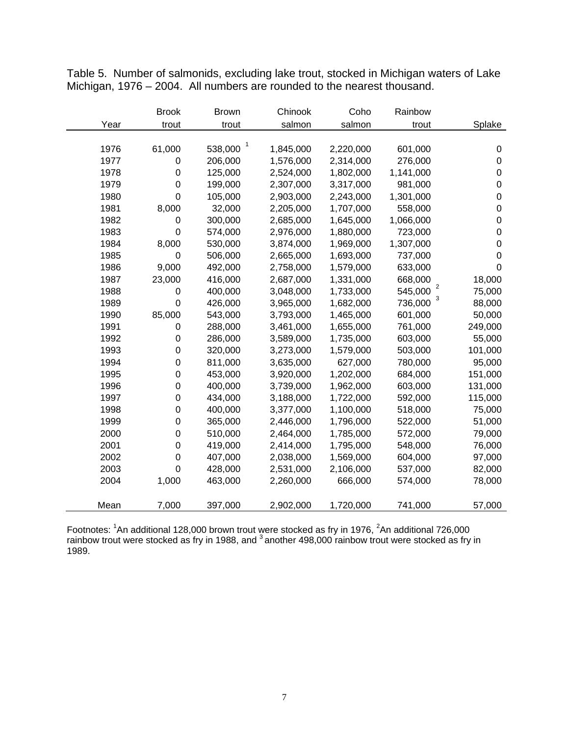Table 5. Number of salmonids, excluding lake trout, stocked in Michigan waters of Lake Michigan, 1976 – 2004. All numbers are rounded to the nearest thousand.

| Year | Brook trout | Brown trout | Chinook salmon | Coho salmon | Rainbow trout | Splake |
|---|---|---|---|---|---|---|
| 1976 | 61,000 | 538,000 [1] | 1,845,000 | 2,220,000 | 601,000 | 0 |
| 1977 | 0 | 206,000 | 1,576,000 | 2,314,000 | 276,000 | 0 |
| 1978 | 0 | 125,000 | 2,524,000 | 1,802,000 | 1,141,000 | 0 |
| 1979 | 0 | 199,000 | 2,307,000 | 3,317,000 | 981,000 | 0 |
| 1980 | 0 | 105,000 | 2,903,000 | 2,243,000 | 1,301,000 | 0 |
| 1981 | 8,000 | 32,000 | 2,205,000 | 1,707,000 | 558,000 | 0 |
| 1982 | 0 | 300,000 | 2,685,000 | 1,645,000 | 1,066,000 | 0 |
| 1983 | 0 | 574,000 | 2,976,000 | 1,880,000 | 723,000 | 0 |
| 1984 | 8,000 | 530,000 | 3,874,000 | 1,969,000 | 1,307,000 | 0 |
| 1985 | 0 | 506,000 | 2,665,000 | 1,693,000 | 737,000 | 0 |
| 1986 | 9,000 | 492,000 | 2,758,000 | 1,579,000 | 633,000 | 0 |
| 1987 | 23,000 | 416,000 | 2,687,000 | 1,331,000 | 668,000 | 18,000 |
| 1988 | 0 | 400,000 | 3,048,000 | 1,733,000 | 545,000 [2] | 75,000 |
| 1989 | 0 | 426,000 | 3,965,000 | 1,682,000 | 736,000 [3] | 88,000 |
| 1990 | 85,000 | 543,000 | 3,793,000 | 1,465,000 | 601,000 | 50,000 |
| 1991 | 0 | 288,000 | 3,461,000 | 1,655,000 | 761,000 | 249,000 |
| 1992 | 0 | 286,000 | 3,589,000 | 1,735,000 | 603,000 | 55,000 |
| 1993 | 0 | 320,000 | 3,273,000 | 1,579,000 | 503,000 | 101,000 |
| 1994 | 0 | 811,000 | 3,635,000 | 627,000 | 780,000 | 95,000 |
| 1995 | 0 | 453,000 | 3,920,000 | 1,202,000 | 684,000 | 151,000 |
| 1996 | 0 | 400,000 | 3,739,000 | 1,962,000 | 603,000 | 131,000 |
| 1997 | 0 | 434,000 | 3,188,000 | 1,722,000 | 592,000 | 115,000 |
| 1998 | 0 | 400,000 | 3,377,000 | 1,100,000 | 518,000 | 75,000 |
| 1999 | 0 | 365,000 | 2,446,000 | 1,796,000 | 522,000 | 51,000 |
| 2000 | 0 | 510,000 | 2,464,000 | 1,785,000 | 572,000 | 79,000 |
| 2001 | 0 | 419,000 | 2,414,000 | 1,795,000 | 548,000 | 76,000 |
| 2002 | 0 | 407,000 | 2,038,000 | 1,569,000 | 604,000 | 97,000 |
| 2003 | 0 | 428,000 | 2,531,000 | 2,106,000 | 537,000 | 82,000 |
| 2004 | 1,000 | 463,000 | 2,260,000 | 666,000 | 574,000 | 78,000 |
| Mean | 7,000 | 397,000 | 2,902,000 | 1,720,000 | 741,000 | 57,000 |

Footnotes: [1]An additional 128,000 brown trout were stocked as fry in 1976, [2]An additional 726,000 rainbow trout were stocked as fry in 1988, and [3] another 498,000 rainbow trout were stocked as fry in 1989.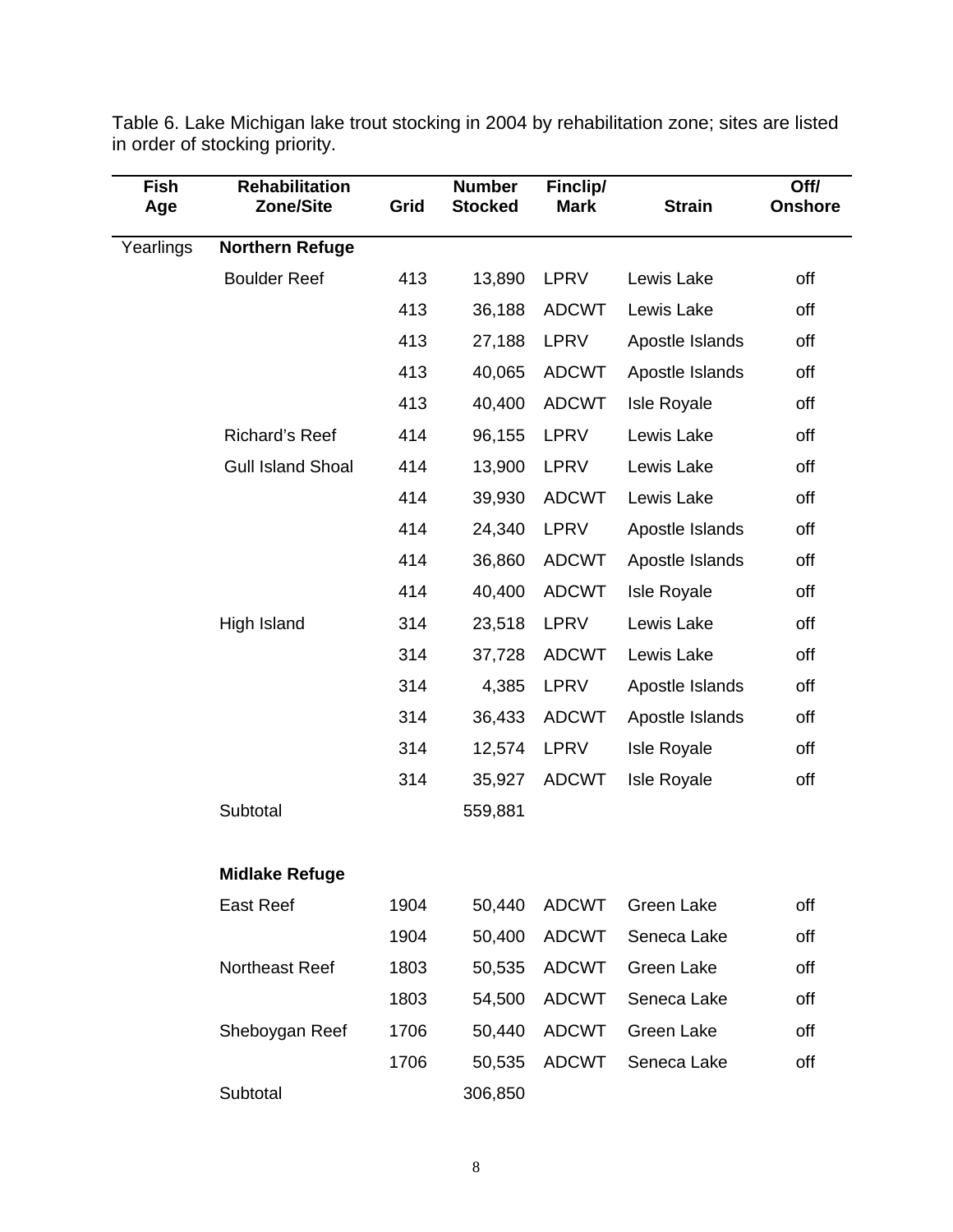Table 6. Lake Michigan lake trout stocking in 2004 by rehabilitation zone; sites are listed in order of stocking priority.

| Fish Age | Rehabilitation Zone/Site | Grid | Number Stocked | Finclip/ Mark | Strain | Off/ Onshore |
|---|---|---|---|---|---|---|
| Yearlings | **Northern Refuge** | | | | | |
| | Boulder Reef | 413 | 13,890 | LPRV | Lewis Lake | off |
| | | 413 | 36,188 | ADCWT | Lewis Lake | off |
| | | 413 | 27,188 | LPRV | Apostle Islands | off |
| | | 413 | 40,065 | ADCWT | Apostle Islands | off |
| | | 413 | 40,400 | ADCWT | Isle Royale | off |
| | Richard's Reef | 414 | 96,155 | LPRV | Lewis Lake | off |
| | Gull Island Shoal | 414 | 13,900 | LPRV | Lewis Lake | off |
| | | 414 | 39,930 | ADCWT | Lewis Lake | off |
| | | 414 | 24,340 | LPRV | Apostle Islands | off |
| | | 414 | 36,860 | ADCWT | Apostle Islands | off |
| | | 414 | 40,400 | ADCWT | Isle Royale | off |
| | High Island | 314 | 23,518 | LPRV | Lewis Lake | off |
| | | 314 | 37,728 | ADCWT | Lewis Lake | off |
| | | 314 | 4,385 | LPRV | Apostle Islands | off |
| | | 314 | 36,433 | ADCWT | Apostle Islands | off |
| | | 314 | 12,574 | LPRV | Isle Royale | off |
| | | 314 | 35,927 | ADCWT | Isle Royale | off |
| | Subtotal | | 559,881 | | | |
| | | | | | | |
| | **Midlake Refuge** | | | | | |
| | East Reef | 1904 | 50,440 | ADCWT | Green Lake | off |
| | | 1904 | 50,400 | ADCWT | Seneca Lake | off |
| | Northeast Reef | 1803 | 50,535 | ADCWT | Green Lake | off |
| | | 1803 | 54,500 | ADCWT | Seneca Lake | off |
| | Sheboygan Reef | 1706 | 50,440 | ADCWT | Green Lake | off |
| | | 1706 | 50,535 | ADCWT | Seneca Lake | off |
| | Subtotal | | 306,850 | | | |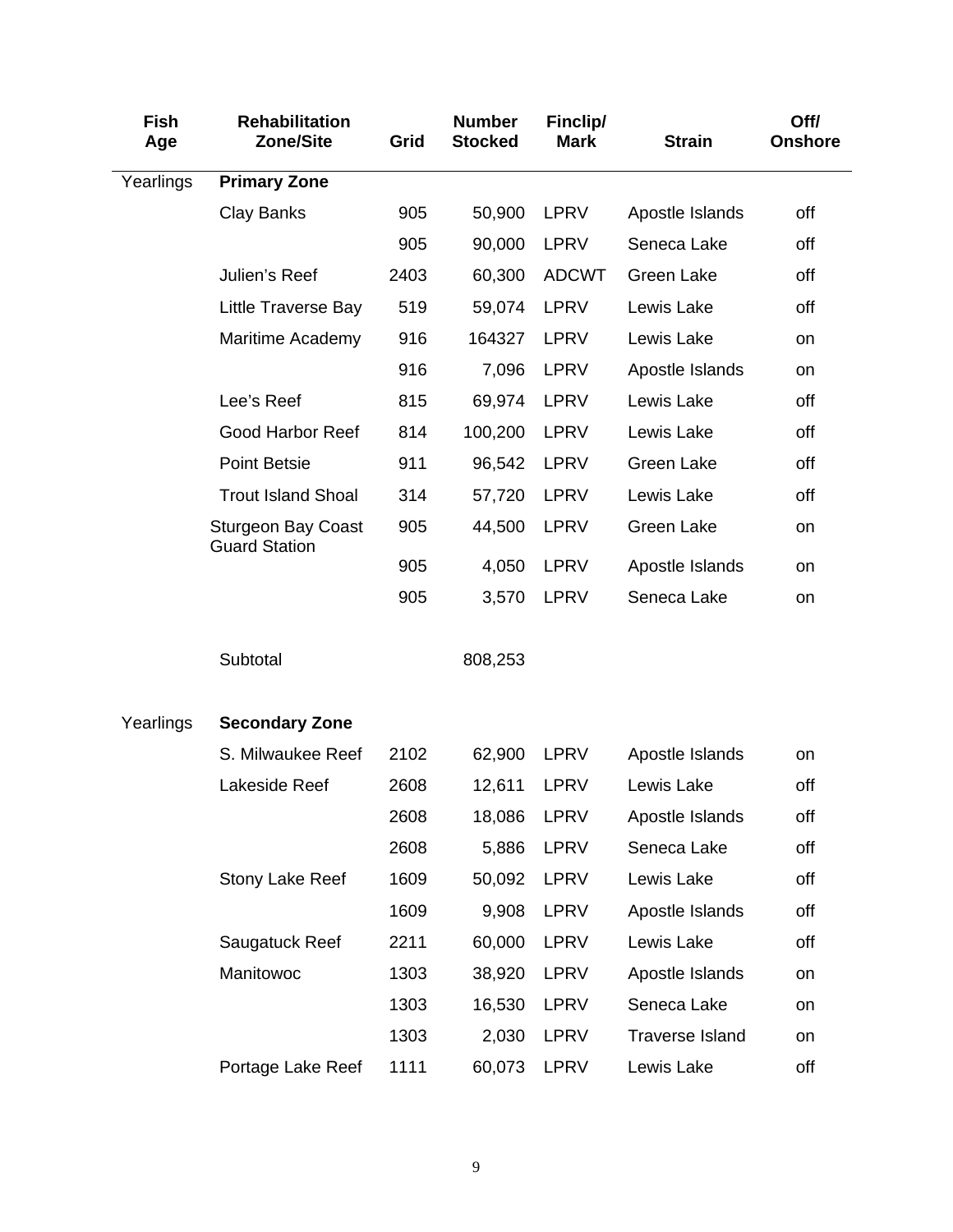| Fish Age | Rehabilitation Zone/Site | Grid | Number Stocked | Finclip/ Mark | Strain | Off/ Onshore |
|---|---|---|---|---|---|---|
| Yearlings | **Primary Zone** | | | | | |
| | Clay Banks | 905 | 50,900 | LPRV | Apostle Islands | off |
| | | 905 | 90,000 | LPRV | Seneca Lake | off |
| | Julien's Reef | 2403 | 60,300 | ADCWT | Green Lake | off |
| | Little Traverse Bay | 519 | 59,074 | LPRV | Lewis Lake | off |
| | Maritime Academy | 916 | 164327 | LPRV | Lewis Lake | on |
| | | 916 | 7,096 | LPRV | Apostle Islands | on |
| | Lee's Reef | 815 | 69,974 | LPRV | Lewis Lake | off |
| | Good Harbor Reef | 814 | 100,200 | LPRV | Lewis Lake | off |
| | Point Betsie | 911 | 96,542 | LPRV | Green Lake | off |
| | Trout Island Shoal | 314 | 57,720 | LPRV | Lewis Lake | off |
| | Sturgeon Bay Coast Guard Station | 905 | 44,500 | LPRV | Green Lake | on |
| | | 905 | 4,050 | LPRV | Apostle Islands | on |
| | | 905 | 3,570 | LPRV | Seneca Lake | on |
| | Subtotal | | 808,253 | | | |
| Yearlings | **Secondary Zone** | | | | | |
| | S. Milwaukee Reef | 2102 | 62,900 | LPRV | Apostle Islands | on |
| | Lakeside Reef | 2608 | 12,611 | LPRV | Lewis Lake | off |
| | | 2608 | 18,086 | LPRV | Apostle Islands | off |
| | | 2608 | 5,886 | LPRV | Seneca Lake | off |
| | Stony Lake Reef | 1609 | 50,092 | LPRV | Lewis Lake | off |
| | | 1609 | 9,908 | LPRV | Apostle Islands | off |
| | Saugatuck Reef | 2211 | 60,000 | LPRV | Lewis Lake | off |
| | Manitowoc | 1303 | 38,920 | LPRV | Apostle Islands | on |
| | | 1303 | 16,530 | LPRV | Seneca Lake | on |
| | | 1303 | 2,030 | LPRV | Traverse Island | on |
| | Portage Lake Reef | 1111 | 60,073 | LPRV | Lewis Lake | off |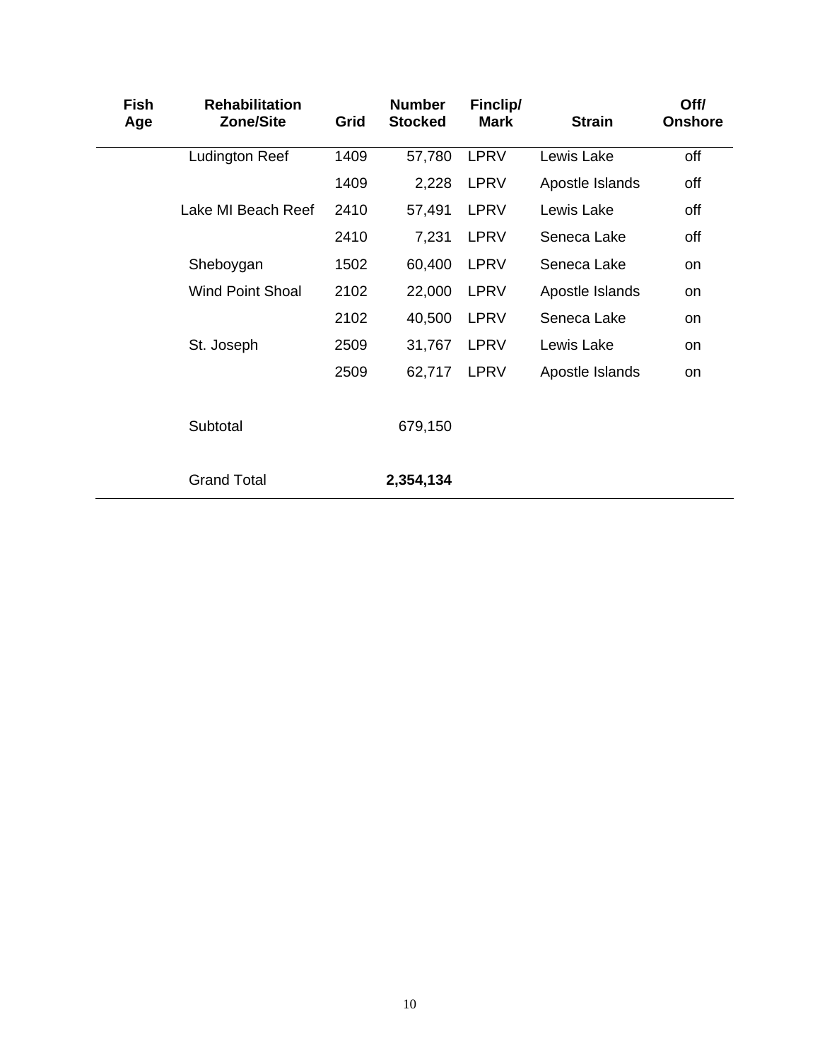| Fish Age | Rehabilitation Zone/Site | Grid | Number Stocked | Finclip/ Mark | Strain | Off/ Onshore |
|---|---|---|---|---|---|---|
| | Ludington Reef | 1409 | 57,780 | LPRV | Lewis Lake | off |
| | | 1409 | 2,228 | LPRV | Apostle Islands | off |
| | Lake MI Beach Reef | 2410 | 57,491 | LPRV | Lewis Lake | off |
| | | 2410 | 7,231 | LPRV | Seneca Lake | off |
| | Sheboygan | 1502 | 60,400 | LPRV | Seneca Lake | on |
| | Wind Point Shoal | 2102 | 22,000 | LPRV | Apostle Islands | on |
| | | 2102 | 40,500 | LPRV | Seneca Lake | on |
| | St. Joseph | 2509 | 31,767 | LPRV | Lewis Lake | on |
| | | 2509 | 62,717 | LPRV | Apostle Islands | on |
| | Subtotal | | 679,150 | | | |
| | Grand Total | | **2,354,134** | | | |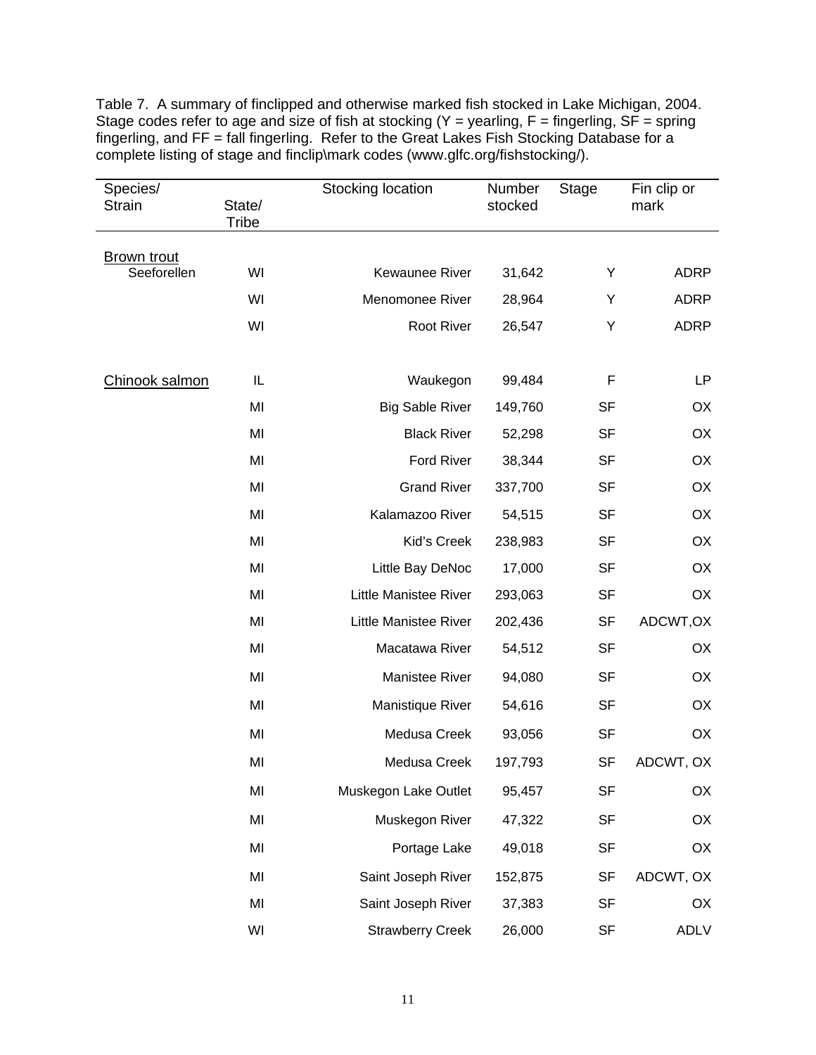Table 7. A summary of finclipped and otherwise marked fish stocked in Lake Michigan, 2004. Stage codes refer to age and size of fish at stocking (Y = yearling, F = fingerling, SF = spring fingerling, and FF = fall fingerling. Refer to the Great Lakes Fish Stocking Database for a complete listing of stage and finclip\mark codes (www.glfc.org/fishstocking/).

| Species/ Strain | State/ Tribe | Stocking location | Number stocked | Stage | Fin clip or mark |
|---|---|---|---|---|---|
| Brown trout | | | | | |
| Seeforellen | WI | Kewaunee River | 31,642 | Y | ADRP |
| | WI | Menomonee River | 28,964 | Y | ADRP |
| | WI | Root River | 26,547 | Y | ADRP |
| Chinook salmon | IL | Waukegon | 99,484 | F | LP |
| | MI | Big Sable River | 149,760 | SF | OX |
| | MI | Black River | 52,298 | SF | OX |
| | MI | Ford River | 38,344 | SF | OX |
| | MI | Grand River | 337,700 | SF | OX |
| | MI | Kalamazoo River | 54,515 | SF | OX |
| | MI | Kid's Creek | 238,983 | SF | OX |
| | MI | Little Bay DeNoc | 17,000 | SF | OX |
| | MI | Little Manistee River | 293,063 | SF | OX |
| | MI | Little Manistee River | 202,436 | SF | ADCWT,OX |
| | MI | Macatawa River | 54,512 | SF | OX |
| | MI | Manistee River | 94,080 | SF | OX |
| | MI | Manistique River | 54,616 | SF | OX |
| | MI | Medusa Creek | 93,056 | SF | OX |
| | MI | Medusa Creek | 197,793 | SF | ADCWT, OX |
| | MI | Muskegon Lake Outlet | 95,457 | SF | OX |
| | MI | Muskegon River | 47,322 | SF | OX |
| | MI | Portage Lake | 49,018 | SF | OX |
| | MI | Saint Joseph River | 152,875 | SF | ADCWT, OX |
| | MI | Saint Joseph River | 37,383 | SF | OX |
| | WI | Strawberry Creek | 26,000 | SF | ADLV |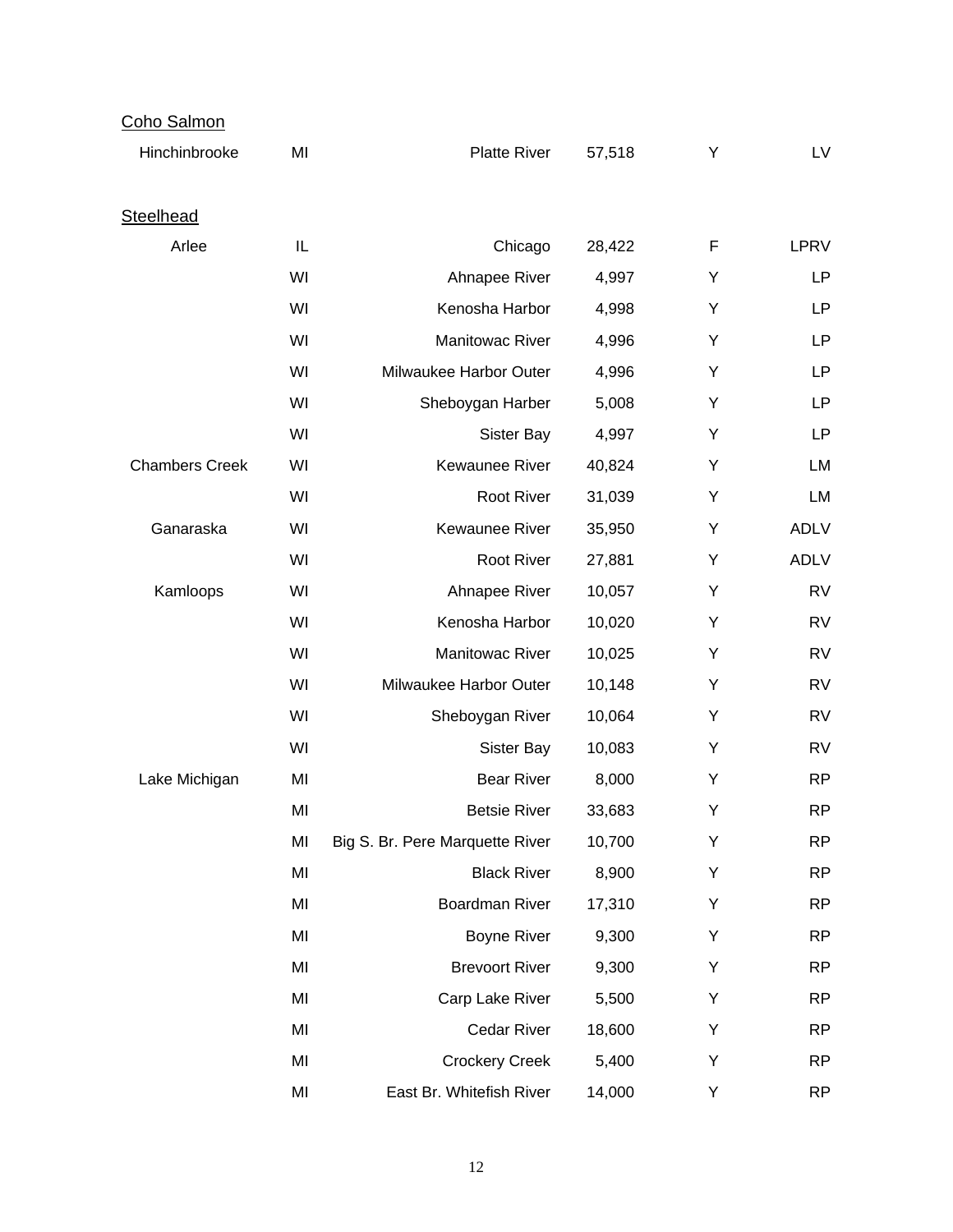| | | | | | |
|---|---|---|---|---|---|
| <u>Coho Salmon</u> | | | | | |
| Hinchinbrooke | MI | Platte River | 57,518 | Y | LV |
| | | | | | |
| <u>Steelhead</u> | | | | | |
| Arlee | IL | Chicago | 28,422 | F | LPRV |
| | WI | Ahnapee River | 4,997 | Y | LP |
| | WI | Kenosha Harbor | 4,998 | Y | LP |
| | WI | Manitowac River | 4,996 | Y | LP |
| | WI | Milwaukee Harbor Outer | 4,996 | Y | LP |
| | WI | Sheboygan Harber | 5,008 | Y | LP |
| | WI | Sister Bay | 4,997 | Y | LP |
| Chambers Creek | WI | Kewaunee River | 40,824 | Y | LM |
| | WI | Root River | 31,039 | Y | LM |
| Ganaraska | WI | Kewaunee River | 35,950 | Y | ADLV |
| | WI | Root River | 27,881 | Y | ADLV |
| Kamloops | WI | Ahnapee River | 10,057 | Y | RV |
| | WI | Kenosha Harbor | 10,020 | Y | RV |
| | WI | Manitowac River | 10,025 | Y | RV |
| | WI | Milwaukee Harbor Outer | 10,148 | Y | RV |
| | WI | Sheboygan River | 10,064 | Y | RV |
| | WI | Sister Bay | 10,083 | Y | RV |
| Lake Michigan | MI | Bear River | 8,000 | Y | RP |
| | MI | Betsie River | 33,683 | Y | RP |
| | MI | Big S. Br. Pere Marquette River | 10,700 | Y | RP |
| | MI | Black River | 8,900 | Y | RP |
| | MI | Boardman River | 17,310 | Y | RP |
| | MI | Boyne River | 9,300 | Y | RP |
| | MI | Brevoort River | 9,300 | Y | RP |
| | MI | Carp Lake River | 5,500 | Y | RP |
| | MI | Cedar River | 18,600 | Y | RP |
| | MI | Crockery Creek | 5,400 | Y | RP |
| | MI | East Br. Whitefish River | 14,000 | Y | RP |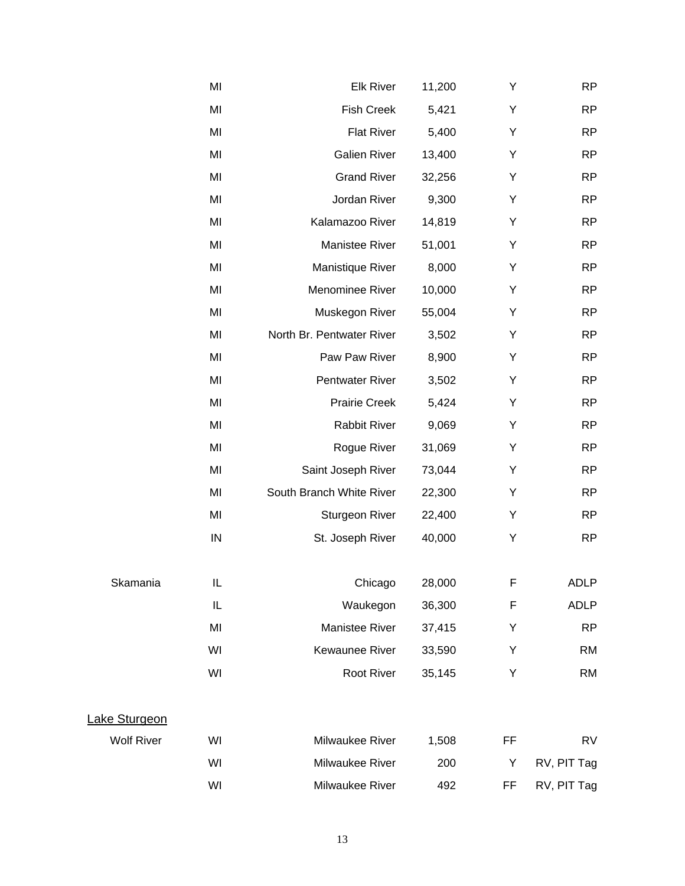| | | | | | |
|---|---|---|---|---|---|
| | MI | Elk River | 11,200 | Y | RP |
| | MI | Fish Creek | 5,421 | Y | RP |
| | MI | Flat River | 5,400 | Y | RP |
| | MI | Galien River | 13,400 | Y | RP |
| | MI | Grand River | 32,256 | Y | RP |
| | MI | Jordan River | 9,300 | Y | RP |
| | MI | Kalamazoo River | 14,819 | Y | RP |
| | MI | Manistee River | 51,001 | Y | RP |
| | MI | Manistique River | 8,000 | Y | RP |
| | MI | Menominee River | 10,000 | Y | RP |
| | MI | Muskegon River | 55,004 | Y | RP |
| | MI | North Br. Pentwater River | 3,502 | Y | RP |
| | MI | Paw Paw River | 8,900 | Y | RP |
| | MI | Pentwater River | 3,502 | Y | RP |
| | MI | Prairie Creek | 5,424 | Y | RP |
| | MI | Rabbit River | 9,069 | Y | RP |
| | MI | Rogue River | 31,069 | Y | RP |
| | MI | Saint Joseph River | 73,044 | Y | RP |
| | MI | South Branch White River | 22,300 | Y | RP |
| | MI | Sturgeon River | 22,400 | Y | RP |
| | IN | St. Joseph River | 40,000 | Y | RP |
| | | | | | |
| Skamania | IL | Chicago | 28,000 | F | ADLP |
| | IL | Waukegon | 36,300 | F | ADLP |
| | MI | Manistee River | 37,415 | Y | RP |
| | WI | Kewaunee River | 33,590 | Y | RM |
| | WI | Root River | 35,145 | Y | RM |
| | | | | | |
| Lake Sturgeon | | | | | |
| Wolf River | WI | Milwaukee River | 1,508 | FF | RV |
| | WI | Milwaukee River | 200 | Y | RV, PIT Tag |
| | WI | Milwaukee River | 492 | FF | RV, PIT Tag |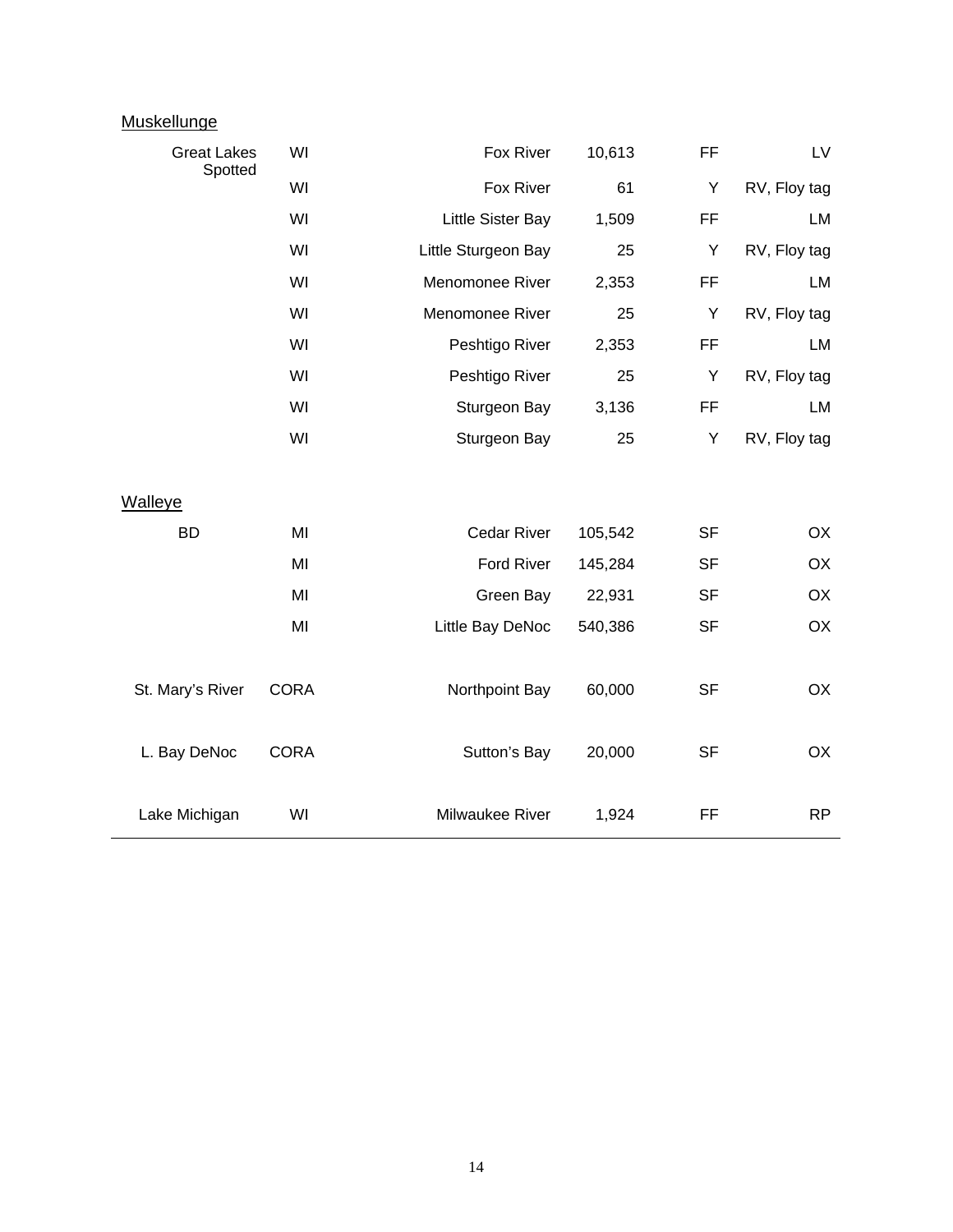| Muskellunge | | | | | |
|---|---|---|---|---|---|
| Great Lakes Spotted | WI | Fox River | 10,613 | FF | LV |
| | WI | Fox River | 61 | Y | RV, Floy tag |
| | WI | Little Sister Bay | 1,509 | FF | LM |
| | WI | Little Sturgeon Bay | 25 | Y | RV, Floy tag |
| | WI | Menomonee River | 2,353 | FF | LM |
| | WI | Menomonee River | 25 | Y | RV, Floy tag |
| | WI | Peshtigo River | 2,353 | FF | LM |
| | WI | Peshtigo River | 25 | Y | RV, Floy tag |
| | WI | Sturgeon Bay | 3,136 | FF | LM |
| | WI | Sturgeon Bay | 25 | Y | RV, Floy tag |
| **Walleye** | | | | | |
| BD | MI | Cedar River | 105,542 | SF | OX |
| | MI | Ford River | 145,284 | SF | OX |
| | MI | Green Bay | 22,931 | SF | OX |
| | MI | Little Bay DeNoc | 540,386 | SF | OX |
| St. Mary's River | CORA | Northpoint Bay | 60,000 | SF | OX |
| L. Bay DeNoc | CORA | Sutton's Bay | 20,000 | SF | OX |
| Lake Michigan | WI | Milwaukee River | 1,924 | FF | RP |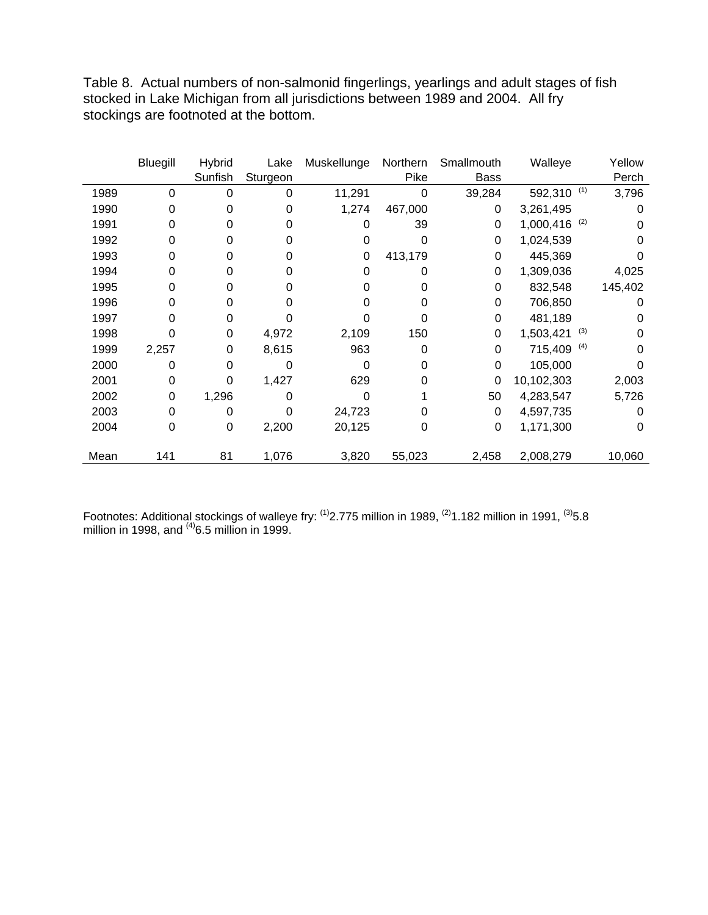Table 8. Actual numbers of non-salmonid fingerlings, yearlings and adult stages of fish stocked in Lake Michigan from all jurisdictions between 1989 and 2004. All fry stockings are footnoted at the bottom.

| | Bluegill | Hybrid Sunfish | Lake Sturgeon | Muskellunge | Northern Pike | Smallmouth Bass | Walleye | Yellow Perch |
|---|---|---|---|---|---|---|---|---|
| 1989 | 0 | 0 | 0 | 11,291 | 0 | 39,284 | 592,310 [(1)] | 3,796 |
| 1990 | 0 | 0 | 0 | 1,274 | 467,000 | 0 | 3,261,495 | 0 |
| 1991 | 0 | 0 | 0 | 0 | 39 | 0 | 1,000,416 [(2)] | 0 |
| 1992 | 0 | 0 | 0 | 0 | 0 | 0 | 1,024,539 | 0 |
| 1993 | 0 | 0 | 0 | 0 | 413,179 | 0 | 445,369 | 0 |
| 1994 | 0 | 0 | 0 | 0 | 0 | 0 | 1,309,036 | 4,025 |
| 1995 | 0 | 0 | 0 | 0 | 0 | 0 | 832,548 | 145,402 |
| 1996 | 0 | 0 | 0 | 0 | 0 | 0 | 706,850 | 0 |
| 1997 | 0 | 0 | 0 | 0 | 0 | 0 | 481,189 | 0 |
| 1998 | 0 | 0 | 4,972 | 2,109 | 150 | 0 | 1,503,421 [(3)] | 0 |
| 1999 | 2,257 | 0 | 8,615 | 963 | 0 | 0 | 715,409 [(4)] | 0 |
| 2000 | 0 | 0 | 0 | 0 | 0 | 0 | 105,000 | 0 |
| 2001 | 0 | 0 | 1,427 | 629 | 0 | 0 | 10,102,303 | 2,003 |
| 2002 | 0 | 1,296 | 0 | 0 | 1 | 50 | 4,283,547 | 5,726 |
| 2003 | 0 | 0 | 0 | 24,723 | 0 | 0 | 4,597,735 | 0 |
| 2004 | 0 | 0 | 2,200 | 20,125 | 0 | 0 | 1,171,300 | 0 |
| Mean | 141 | 81 | 1,076 | 3,820 | 55,023 | 2,458 | 2,008,279 | 10,060 |

Footnotes: Additional stockings of walleye fry: [(1)]2.775 million in 1989, [(2)]1.182 million in 1991, [(3)]5.8 million in 1998, and [(4)]6.5 million in 1999.